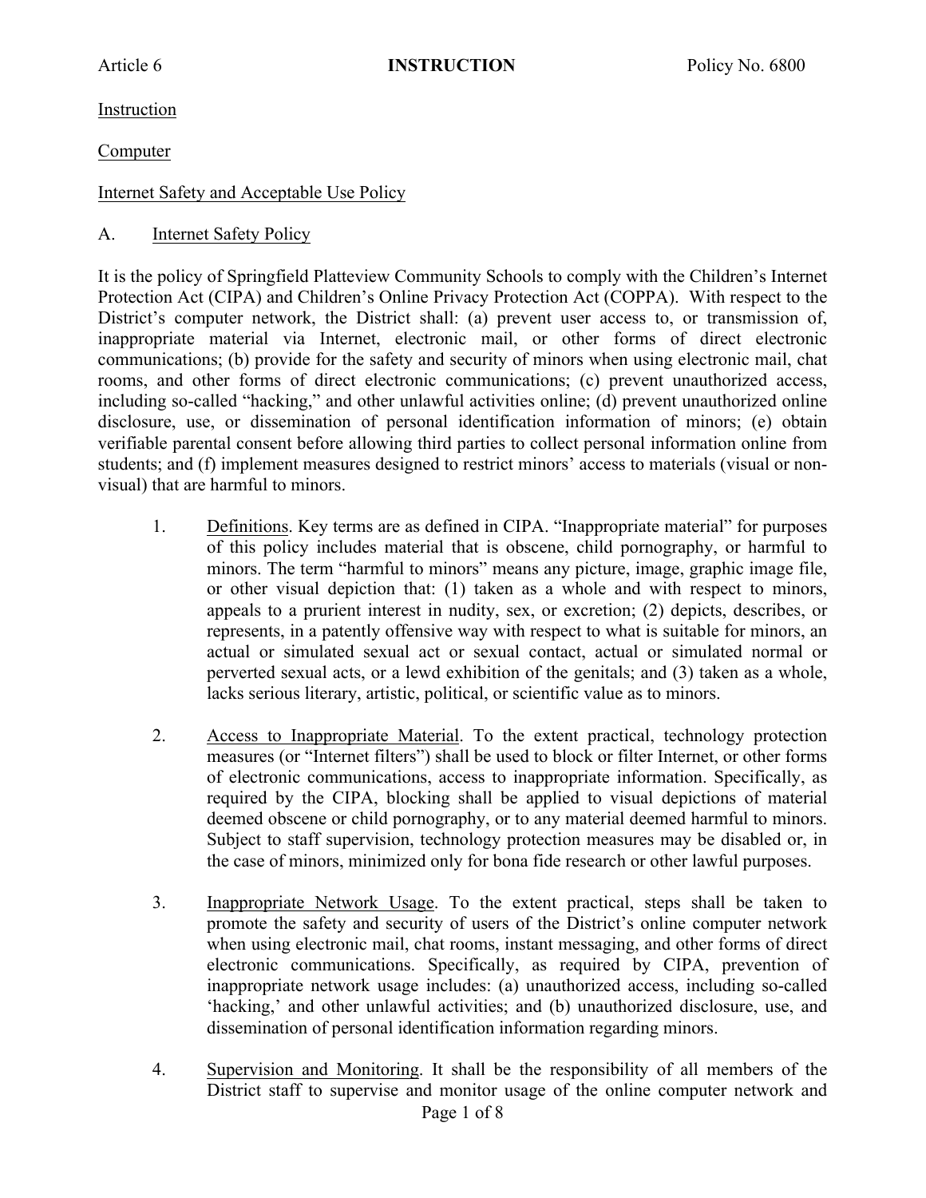Article 6 **INSTRUCTION** Policy No. 6800

Instruction

Computer

Internet Safety and Acceptable Use Policy

## A. Internet Safety Policy

It is the policy of Springfield Platteview Community Schools to comply with the Children's Internet Protection Act (CIPA) and Children's Online Privacy Protection Act (COPPA). With respect to the District's computer network, the District shall: (a) prevent user access to, or transmission of, inappropriate material via Internet, electronic mail, or other forms of direct electronic communications; (b) provide for the safety and security of minors when using electronic mail, chat rooms, and other forms of direct electronic communications; (c) prevent unauthorized access, including so-called "hacking," and other unlawful activities online; (d) prevent unauthorized online disclosure, use, or dissemination of personal identification information of minors; (e) obtain verifiable parental consent before allowing third parties to collect personal information online from students; and (f) implement measures designed to restrict minors' access to materials (visual or non-visual) that are harmful to minors.

1. Definitions. Key terms are as defined in CIPA. "Inappropriate material" for purposes of this policy includes material that is obscene, child pornography, or harmful to minors. The term "harmful to minors" means any picture, image, graphic image file, or other visual depiction that: (1) taken as a whole and with respect to minors, appeals to a prurient interest in nudity, sex, or excretion; (2) depicts, describes, or represents, in a patently offensive way with respect to what is suitable for minors, an actual or simulated sexual act or sexual contact, actual or simulated normal or perverted sexual acts, or a lewd exhibition of the genitals; and (3) taken as a whole, lacks serious literary, artistic, political, or scientific value as to minors.

2. Access to Inappropriate Material. To the extent practical, technology protection measures (or "Internet filters") shall be used to block or filter Internet, or other forms of electronic communications, access to inappropriate information. Specifically, as required by the CIPA, blocking shall be applied to visual depictions of material deemed obscene or child pornography, or to any material deemed harmful to minors. Subject to staff supervision, technology protection measures may be disabled or, in the case of minors, minimized only for bona fide research or other lawful purposes.

3. Inappropriate Network Usage. To the extent practical, steps shall be taken to promote the safety and security of users of the District's online computer network when using electronic mail, chat rooms, instant messaging, and other forms of direct electronic communications. Specifically, as required by CIPA, prevention of inappropriate network usage includes: (a) unauthorized access, including so-called 'hacking,' and other unlawful activities; and (b) unauthorized disclosure, use, and dissemination of personal identification information regarding minors.

4. Supervision and Monitoring. It shall be the responsibility of all members of the District staff to supervise and monitor usage of the online computer network and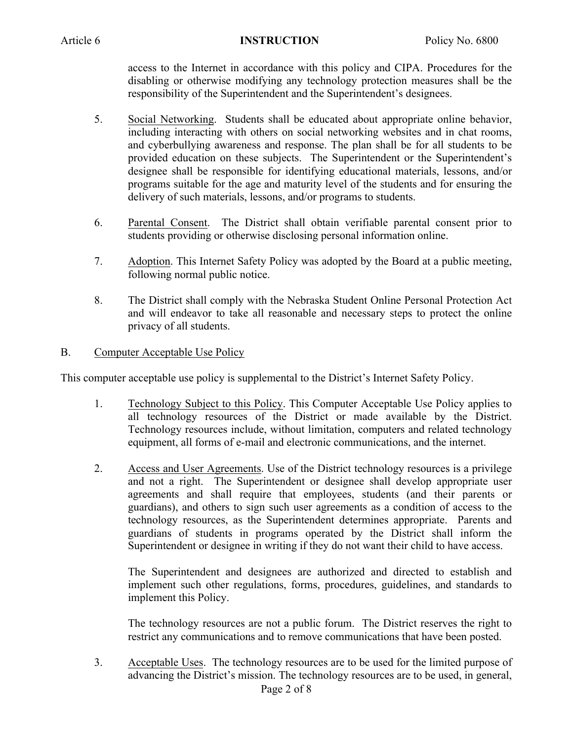access to the Internet in accordance with this policy and CIPA. Procedures for the disabling or otherwise modifying any technology protection measures shall be the responsibility of the Superintendent and the Superintendent's designees.

5. Social Networking. Students shall be educated about appropriate online behavior, including interacting with others on social networking websites and in chat rooms, and cyberbullying awareness and response. The plan shall be for all students to be provided education on these subjects. The Superintendent or the Superintendent's designee shall be responsible for identifying educational materials, lessons, and/or programs suitable for the age and maturity level of the students and for ensuring the delivery of such materials, lessons, and/or programs to students.

6. Parental Consent. The District shall obtain verifiable parental consent prior to students providing or otherwise disclosing personal information online.

7. Adoption. This Internet Safety Policy was adopted by the Board at a public meeting, following normal public notice.

8. The District shall comply with the Nebraska Student Online Personal Protection Act and will endeavor to take all reasonable and necessary steps to protect the online privacy of all students.

B. Computer Acceptable Use Policy

This computer acceptable use policy is supplemental to the District's Internet Safety Policy.

1. Technology Subject to this Policy. This Computer Acceptable Use Policy applies to all technology resources of the District or made available by the District. Technology resources include, without limitation, computers and related technology equipment, all forms of e-mail and electronic communications, and the internet.

2. Access and User Agreements. Use of the District technology resources is a privilege and not a right. The Superintendent or designee shall develop appropriate user agreements and shall require that employees, students (and their parents or guardians), and others to sign such user agreements as a condition of access to the technology resources, as the Superintendent determines appropriate. Parents and guardians of students in programs operated by the District shall inform the Superintendent or designee in writing if they do not want their child to have access.

   The Superintendent and designees are authorized and directed to establish and implement such other regulations, forms, procedures, guidelines, and standards to implement this Policy.

   The technology resources are not a public forum. The District reserves the right to restrict any communications and to remove communications that have been posted.

3. Acceptable Uses. The technology resources are to be used for the limited purpose of advancing the District's mission. The technology resources are to be used, in general,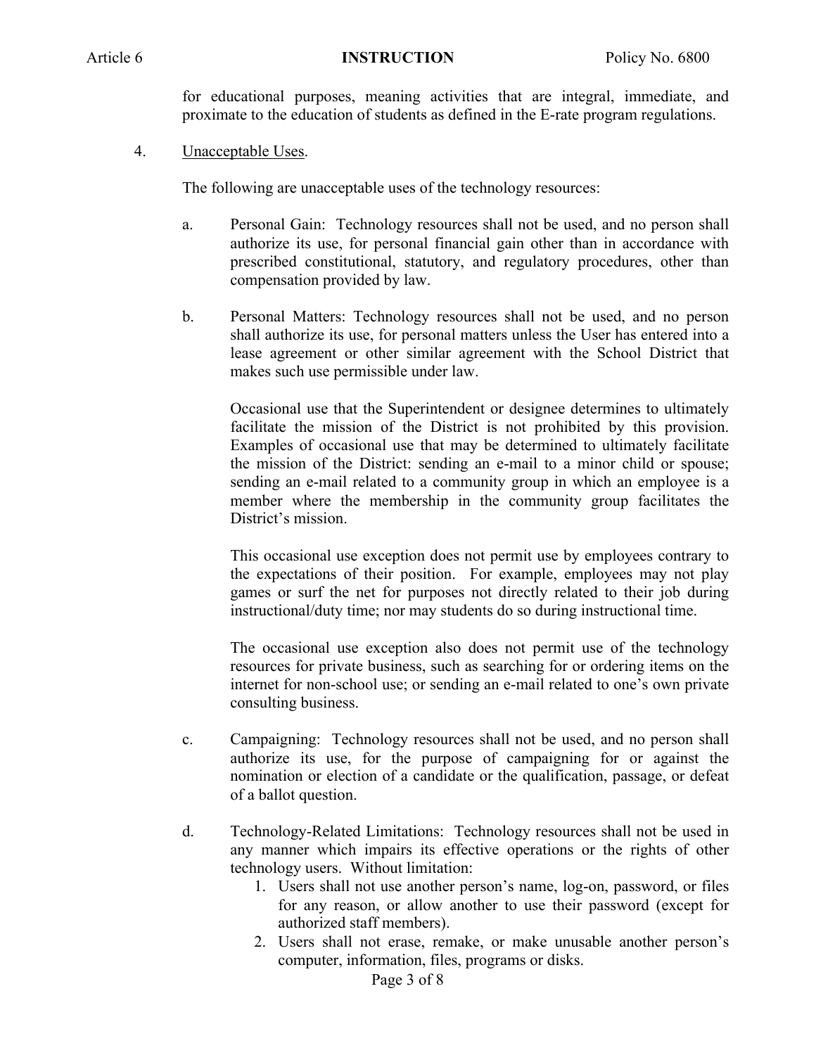for educational purposes, meaning activities that are integral, immediate, and proximate to the education of students as defined in the E-rate program regulations.

4. Unacceptable Uses.

   The following are unacceptable uses of the technology resources:

   a. Personal Gain: Technology resources shall not be used, and no person shall authorize its use, for personal financial gain other than in accordance with prescribed constitutional, statutory, and regulatory procedures, other than compensation provided by law.

   b. Personal Matters: Technology resources shall not be used, and no person shall authorize its use, for personal matters unless the User has entered into a lease agreement or other similar agreement with the School District that makes such use permissible under law.

      Occasional use that the Superintendent or designee determines to ultimately facilitate the mission of the District is not prohibited by this provision. Examples of occasional use that may be determined to ultimately facilitate the mission of the District: sending an e-mail to a minor child or spouse; sending an e-mail related to a community group in which an employee is a member where the membership in the community group facilitates the District's mission.

      This occasional use exception does not permit use by employees contrary to the expectations of their position. For example, employees may not play games or surf the net for purposes not directly related to their job during instructional/duty time; nor may students do so during instructional time.

      The occasional use exception also does not permit use of the technology resources for private business, such as searching for or ordering items on the internet for non-school use; or sending an e-mail related to one's own private consulting business.

   c. Campaigning: Technology resources shall not be used, and no person shall authorize its use, for the purpose of campaigning for or against the nomination or election of a candidate or the qualification, passage, or defeat of a ballot question.

   d. Technology-Related Limitations: Technology resources shall not be used in any manner which impairs its effective operations or the rights of other technology users. Without limitation:

      1. Users shall not use another person's name, log-on, password, or files for any reason, or allow another to use their password (except for authorized staff members).
      2. Users shall not erase, remake, or make unusable another person's computer, information, files, programs or disks.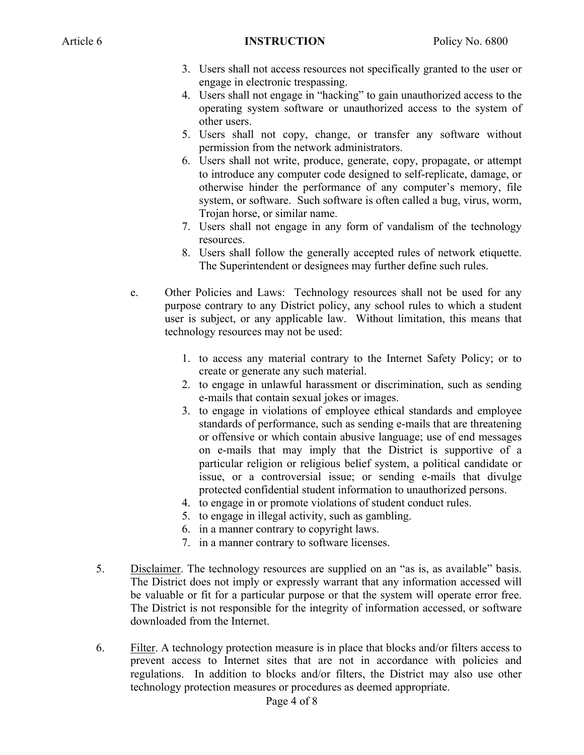3. Users shall not access resources not specifically granted to the user or engage in electronic trespassing.
4. Users shall not engage in "hacking" to gain unauthorized access to the operating system software or unauthorized access to the system of other users.
5. Users shall not copy, change, or transfer any software without permission from the network administrators.
6. Users shall not write, produce, generate, copy, propagate, or attempt to introduce any computer code designed to self-replicate, damage, or otherwise hinder the performance of any computer's memory, file system, or software. Such software is often called a bug, virus, worm, Trojan horse, or similar name.
7. Users shall not engage in any form of vandalism of the technology resources.
8. Users shall follow the generally accepted rules of network etiquette. The Superintendent or designees may further define such rules.

e. Other Policies and Laws: Technology resources shall not be used for any purpose contrary to any District policy, any school rules to which a student user is subject, or any applicable law. Without limitation, this means that technology resources may not be used:

1. to access any material contrary to the Internet Safety Policy; or to create or generate any such material.
2. to engage in unlawful harassment or discrimination, such as sending e-mails that contain sexual jokes or images.
3. to engage in violations of employee ethical standards and employee standards of performance, such as sending e-mails that are threatening or offensive or which contain abusive language; use of end messages on e-mails that may imply that the District is supportive of a particular religion or religious belief system, a political candidate or issue, or a controversial issue; or sending e-mails that divulge protected confidential student information to unauthorized persons.
4. to engage in or promote violations of student conduct rules.
5. to engage in illegal activity, such as gambling.
6. in a manner contrary to copyright laws.
7. in a manner contrary to software licenses.

5. Disclaimer. The technology resources are supplied on an "as is, as available" basis. The District does not imply or expressly warrant that any information accessed will be valuable or fit for a particular purpose or that the system will operate error free. The District is not responsible for the integrity of information accessed, or software downloaded from the Internet.

6. Filter. A technology protection measure is in place that blocks and/or filters access to prevent access to Internet sites that are not in accordance with policies and regulations. In addition to blocks and/or filters, the District may also use other technology protection measures or procedures as deemed appropriate.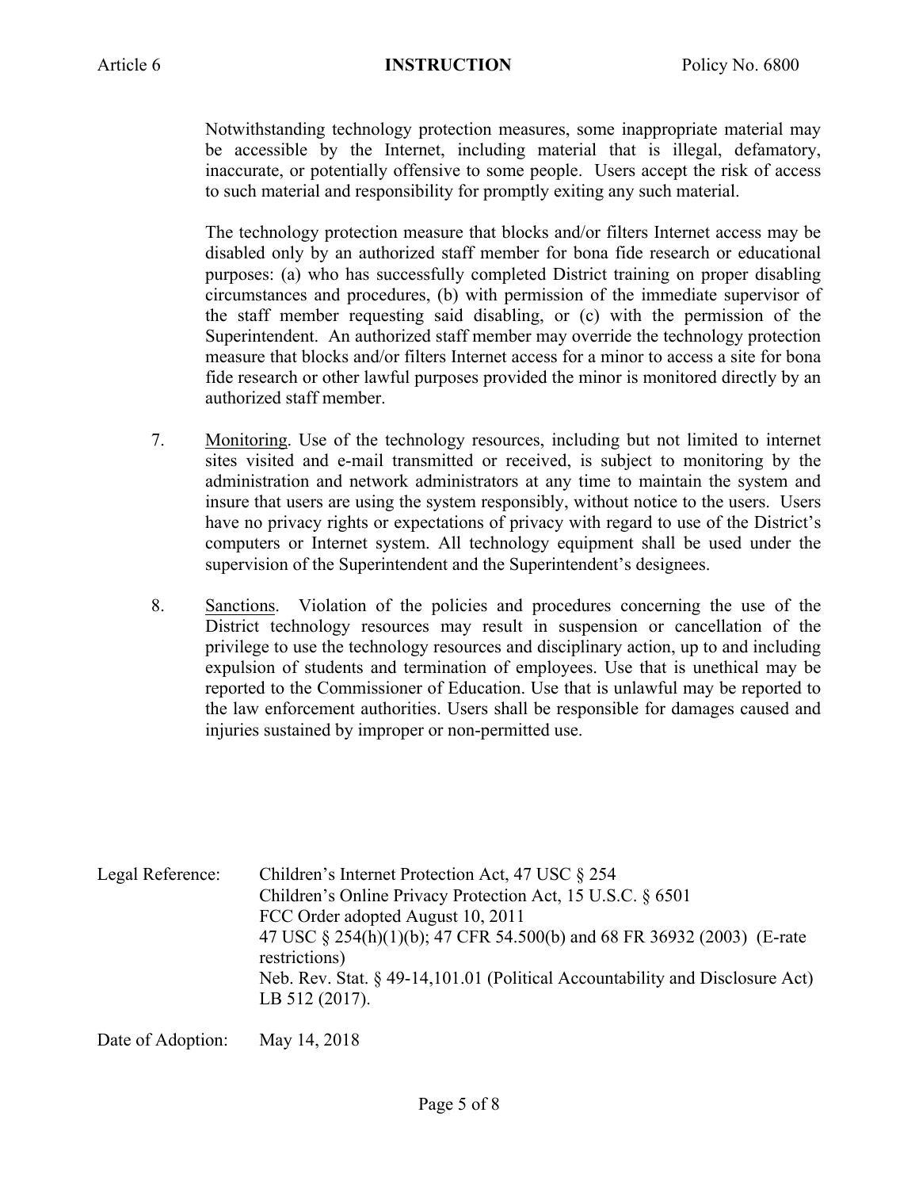Notwithstanding technology protection measures, some inappropriate material may be accessible by the Internet, including material that is illegal, defamatory, inaccurate, or potentially offensive to some people. Users accept the risk of access to such material and responsibility for promptly exiting any such material.

The technology protection measure that blocks and/or filters Internet access may be disabled only by an authorized staff member for bona fide research or educational purposes: (a) who has successfully completed District training on proper disabling circumstances and procedures, (b) with permission of the immediate supervisor of the staff member requesting said disabling, or (c) with the permission of the Superintendent. An authorized staff member may override the technology protection measure that blocks and/or filters Internet access for a minor to access a site for bona fide research or other lawful purposes provided the minor is monitored directly by an authorized staff member.

7. Monitoring. Use of the technology resources, including but not limited to internet sites visited and e-mail transmitted or received, is subject to monitoring by the administration and network administrators at any time to maintain the system and insure that users are using the system responsibly, without notice to the users. Users have no privacy rights or expectations of privacy with regard to use of the District's computers or Internet system. All technology equipment shall be used under the supervision of the Superintendent and the Superintendent's designees.

8. Sanctions. Violation of the policies and procedures concerning the use of the District technology resources may result in suspension or cancellation of the privilege to use the technology resources and disciplinary action, up to and including expulsion of students and termination of employees. Use that is unethical may be reported to the Commissioner of Education. Use that is unlawful may be reported to the law enforcement authorities. Users shall be responsible for damages caused and injuries sustained by improper or non-permitted use.

Legal Reference:
- Children's Internet Protection Act, 47 USC § 254
- Children's Online Privacy Protection Act, 15 U.S.C. § 6501
- FCC Order adopted August 10, 2011
- 47 USC § 254(h)(1)(b); 47 CFR 54.500(b) and 68 FR 36932 (2003) (E-rate restrictions)
- Neb. Rev. Stat. § 49-14,101.01 (Political Accountability and Disclosure Act) LB 512 (2017).

Date of Adoption: May 14, 2018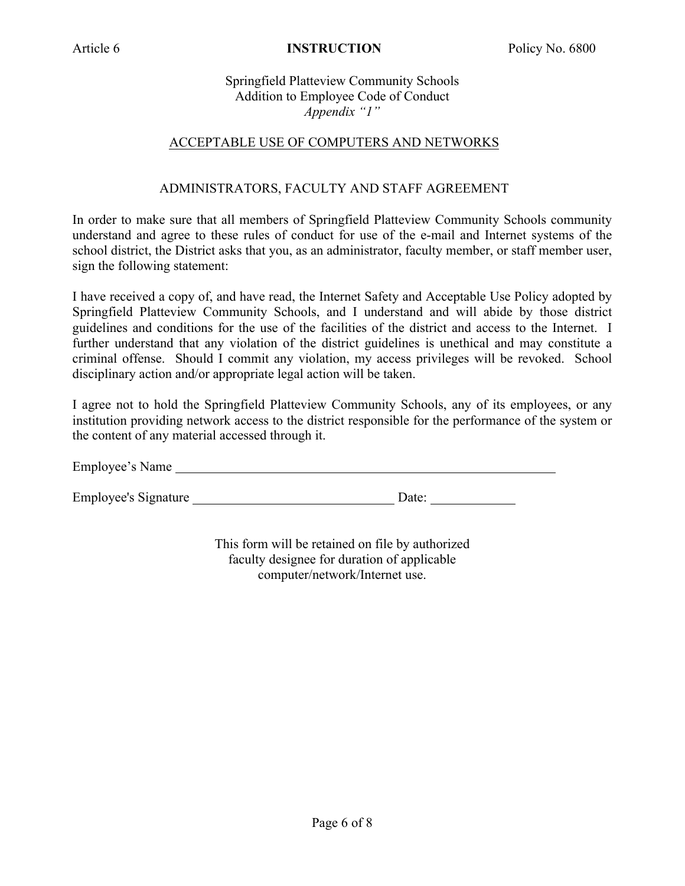Springfield Platteview Community Schools
Addition to Employee Code of Conduct
*Appendix "1"*

## ACCEPTABLE USE OF COMPUTERS AND NETWORKS

### ADMINISTRATORS, FACULTY AND STAFF AGREEMENT

In order to make sure that all members of Springfield Platteview Community Schools community understand and agree to these rules of conduct for use of the e-mail and Internet systems of the school district, the District asks that you, as an administrator, faculty member, or staff member user, sign the following statement:

I have received a copy of, and have read, the Internet Safety and Acceptable Use Policy adopted by Springfield Platteview Community Schools, and I understand and will abide by those district guidelines and conditions for the use of the facilities of the district and access to the Internet. I further understand that any violation of the district guidelines is unethical and may constitute a criminal offense. Should I commit any violation, my access privileges will be revoked. School disciplinary action and/or appropriate legal action will be taken.

I agree not to hold the Springfield Platteview Community Schools, any of its employees, or any institution providing network access to the district responsible for the performance of the system or the content of any material accessed through it.

Employee's Name ______________________________________________

Employee's Signature ______________________________ Date: ____________

This form will be retained on file by authorized faculty designee for duration of applicable computer/network/Internet use.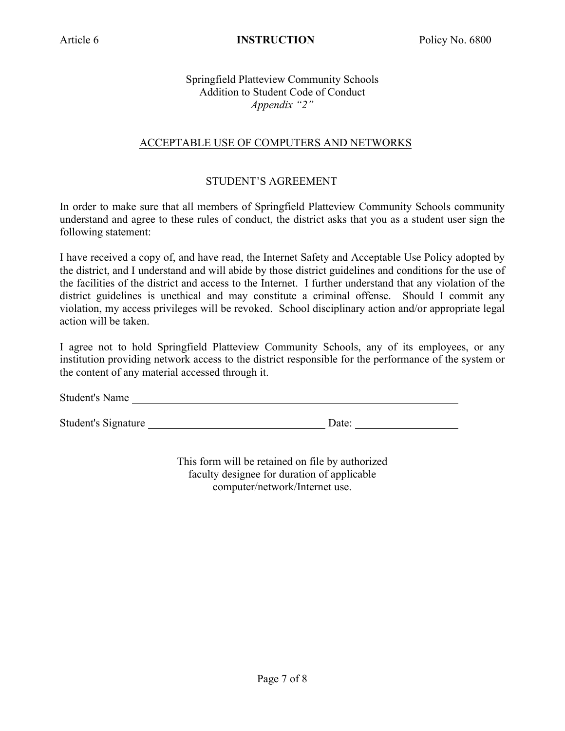Springfield Platteview Community Schools
Addition to Student Code of Conduct
*Appendix "2"*

## ACCEPTABLE USE OF COMPUTERS AND NETWORKS

### STUDENT'S AGREEMENT

In order to make sure that all members of Springfield Platteview Community Schools community understand and agree to these rules of conduct, the district asks that you as a student user sign the following statement:

I have received a copy of, and have read, the Internet Safety and Acceptable Use Policy adopted by the district, and I understand and will abide by those district guidelines and conditions for the use of the facilities of the district and access to the Internet. I further understand that any violation of the district guidelines is unethical and may constitute a criminal offense. Should I commit any violation, my access privileges will be revoked. School disciplinary action and/or appropriate legal action will be taken.

I agree not to hold Springfield Platteview Community Schools, any of its employees, or any institution providing network access to the district responsible for the performance of the system or the content of any material accessed through it.

Student's Name ______________________________________________

Student's Signature ____________________________ Date: ________________

This form will be retained on file by authorized faculty designee for duration of applicable computer/network/Internet use.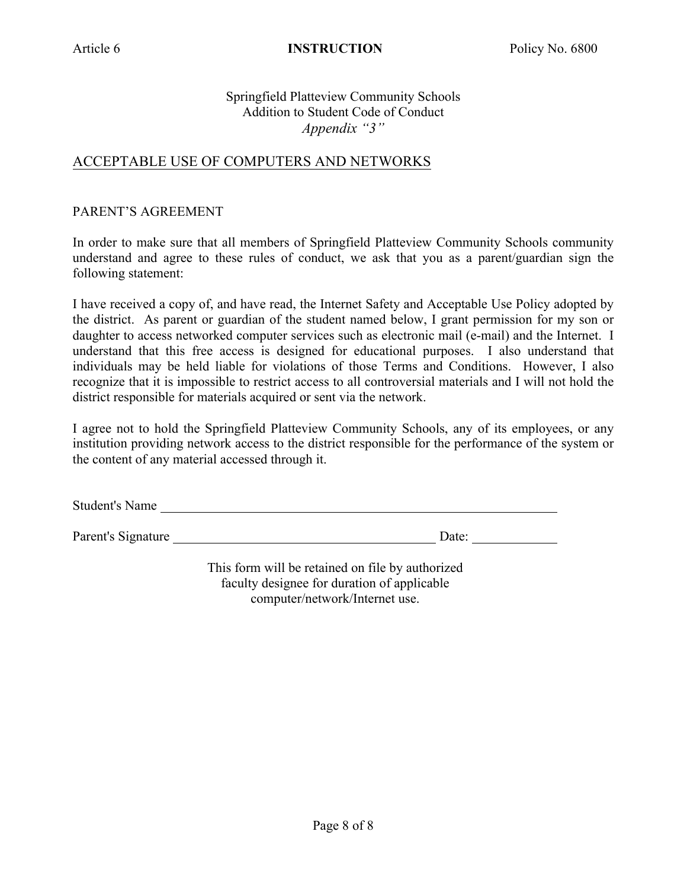Springfield Platteview Community Schools
Addition to Student Code of Conduct
*Appendix "3"*

## ACCEPTABLE USE OF COMPUTERS AND NETWORKS

PARENT'S AGREEMENT

In order to make sure that all members of Springfield Platteview Community Schools community understand and agree to these rules of conduct, we ask that you as a parent/guardian sign the following statement:

I have received a copy of, and have read, the Internet Safety and Acceptable Use Policy adopted by the district. As parent or guardian of the student named below, I grant permission for my son or daughter to access networked computer services such as electronic mail (e-mail) and the Internet. I understand that this free access is designed for educational purposes. I also understand that individuals may be held liable for violations of those Terms and Conditions. However, I also recognize that it is impossible to restrict access to all controversial materials and I will not hold the district responsible for materials acquired or sent via the network.

I agree not to hold the Springfield Platteview Community Schools, any of its employees, or any institution providing network access to the district responsible for the performance of the system or the content of any material accessed through it.

Student's Name ______________________________________________

Parent's Signature ________________________________ Date: __________

This form will be retained on file by authorized faculty designee for duration of applicable computer/network/Internet use.